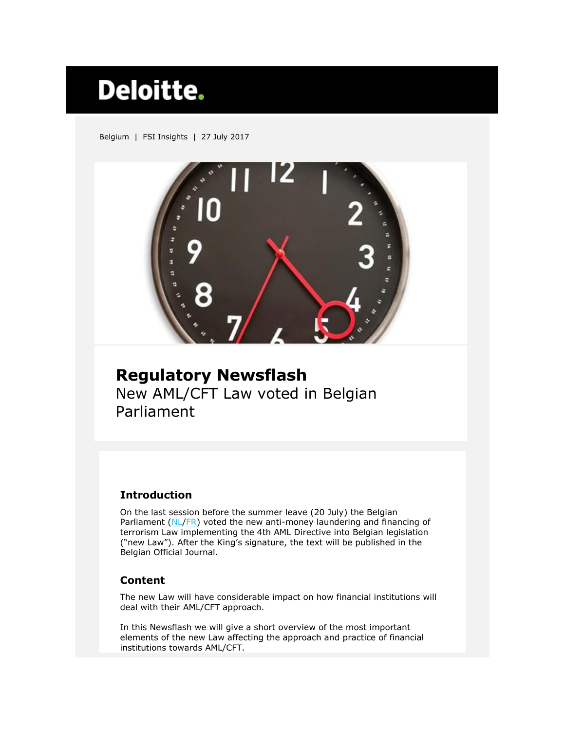Deloitte.

Belgium | FSI Insights | 27 July 2017

# Regulatory Newsflash

New AML/CFT Law voted in Belgian Parliament

## Introduction

On the last session before the summer leave (20 July) the Belgian Parliament (NL/FR) voted the new anti-money laundering and financing of terrorism Law implementing the 4th AML Directive into Belgian legislation ("new Law"). After the King's signature, the text will be published in the Belgian Official Journal.

## Content

The new Law will have considerable impact on how financial institutions will deal with their AML/CFT approach.

In this Newsflash we will give a short overview of the most important elements of the new Law affecting the approach and practice of financial institutions towards AML/CFT.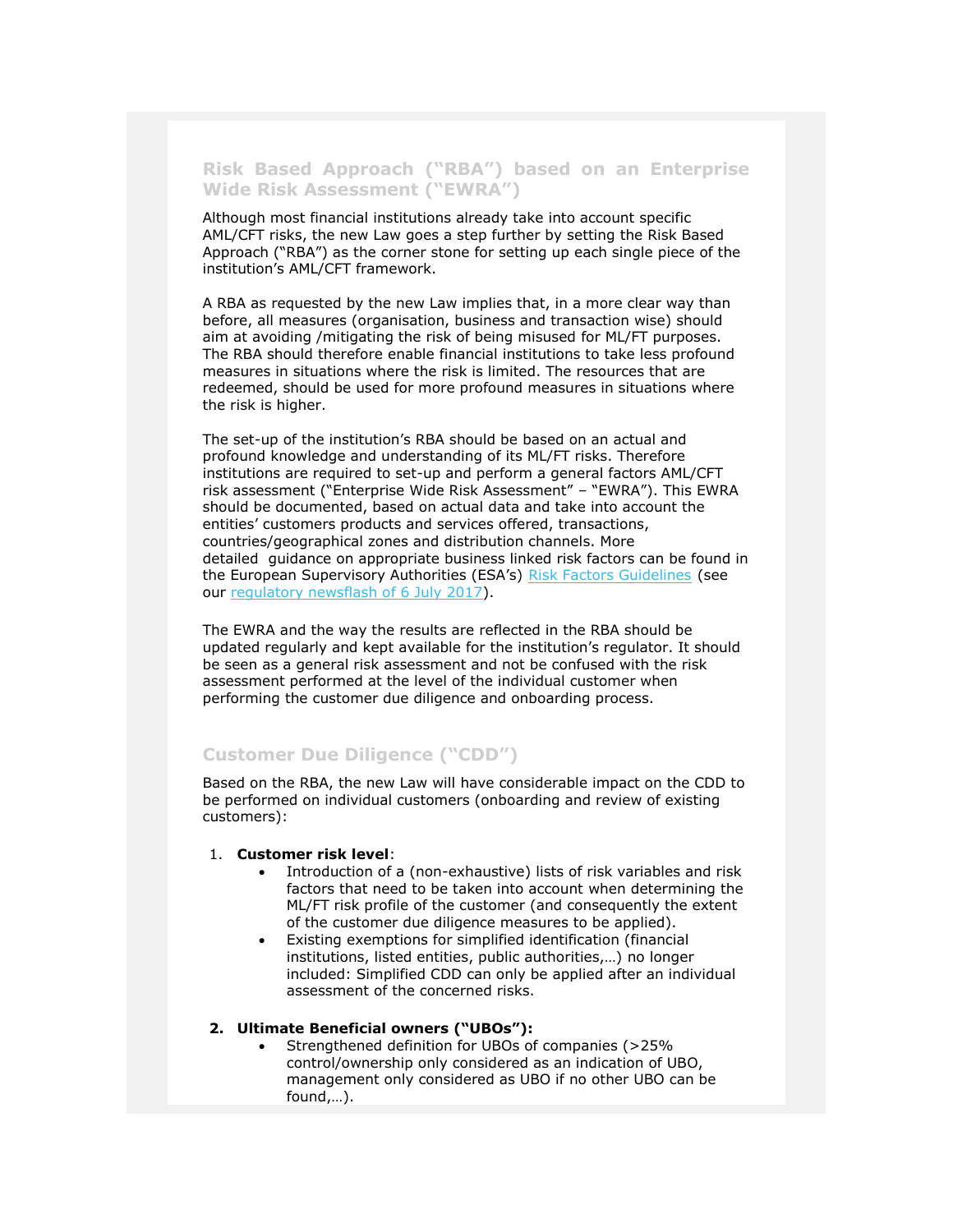## Risk Based Approach ("RBA") based on an Enterprise Wide Risk Assessment ("EWRA")

Although most financial institutions already take into account specific AML/CFT risks, the new Law goes a step further by setting the Risk Based Approach ("RBA") as the corner stone for setting up each single piece of the institution's AML/CFT framework.

A RBA as requested by the new Law implies that, in a more clear way than before, all measures (organisation, business and transaction wise) should aim at avoiding /mitigating the risk of being misused for ML/FT purposes. The RBA should therefore enable financial institutions to take less profound measures in situations where the risk is limited. The resources that are redeemed, should be used for more profound measures in situations where the risk is higher.

The set-up of the institution's RBA should be based on an actual and profound knowledge and understanding of its ML/FT risks. Therefore institutions are required to set-up and perform a general factors AML/CFT risk assessment ("Enterprise Wide Risk Assessment" – "EWRA"). This EWRA should be documented, based on actual data and take into account the entities' customers products and services offered, transactions, countries/geographical zones and distribution channels. More detailed guidance on appropriate business linked risk factors can be found in the European Supervisory Authorities (ESA's) Risk Factors Guidelines (see our regulatory newsflash of 6 July 2017).

The EWRA and the way the results are reflected in the RBA should be updated regularly and kept available for the institution's regulator. It should be seen as a general risk assessment and not be confused with the risk assessment performed at the level of the individual customer when performing the customer due diligence and onboarding process.

## Customer Due Diligence ("CDD")

Based on the RBA, the new Law will have considerable impact on the CDD to be performed on individual customers (onboarding and review of existing customers):

1. **Customer risk level**:
   - Introduction of a (non-exhaustive) lists of risk variables and risk factors that need to be taken into account when determining the ML/FT risk profile of the customer (and consequently the extent of the customer due diligence measures to be applied).
   - Existing exemptions for simplified identification (financial institutions, listed entities, public authorities,…) no longer included: Simplified CDD can only be applied after an individual assessment of the concerned risks.

2. **Ultimate Beneficial owners ("UBOs"):**
   - Strengthened definition for UBOs of companies (>25% control/ownership only considered as an indication of UBO, management only considered as UBO if no other UBO can be found,…).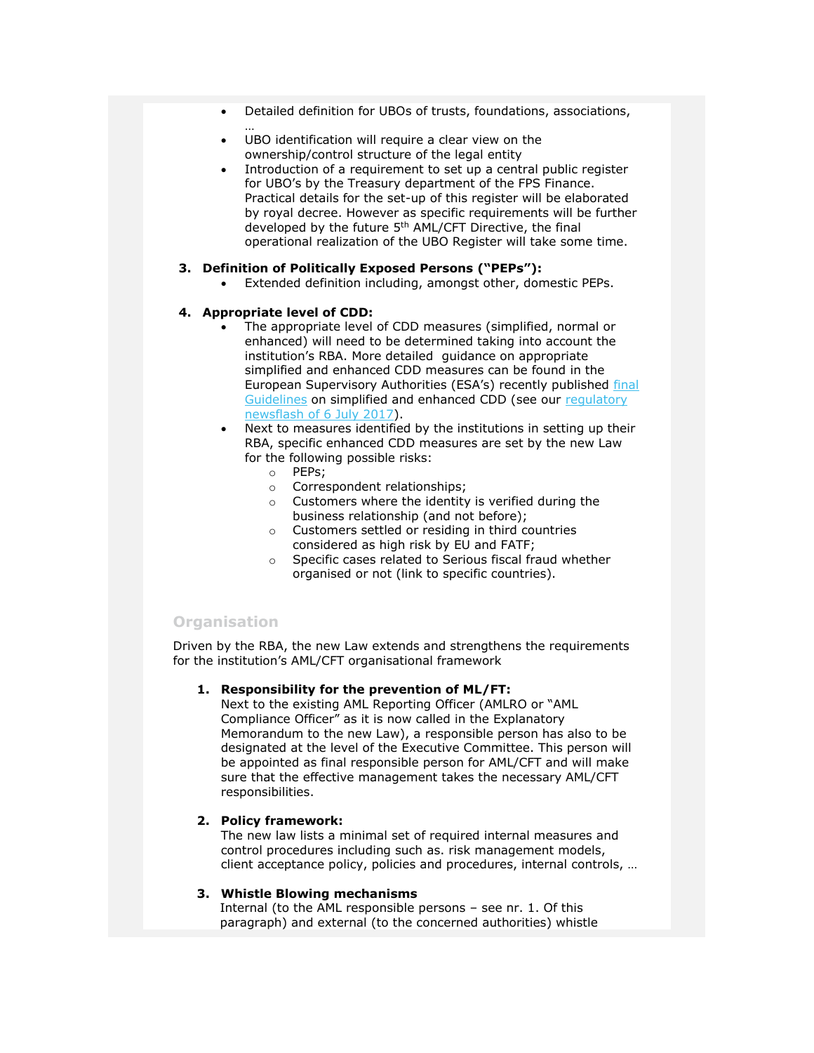- Detailed definition for UBOs of trusts, foundations, associations, …
- UBO identification will require a clear view on the ownership/control structure of the legal entity
- Introduction of a requirement to set up a central public register for UBO's by the Treasury department of the FPS Finance. Practical details for the set-up of this register will be elaborated by royal decree. However as specific requirements will be further developed by the future 5th AML/CFT Directive, the final operational realization of the UBO Register will take some time.

3. **Definition of Politically Exposed Persons ("PEPs"):**
   - Extended definition including, amongst other, domestic PEPs.

4. **Appropriate level of CDD:**
   - The appropriate level of CDD measures (simplified, normal or enhanced) will need to be determined taking into account the institution's RBA. More detailed guidance on appropriate simplified and enhanced CDD measures can be found in the European Supervisory Authorities (ESA's) recently published final Guidelines on simplified and enhanced CDD (see our regulatory newsflash of 6 July 2017).
   - Next to measures identified by the institutions in setting up their RBA, specific enhanced CDD measures are set by the new Law for the following possible risks:
     - PEPs;
     - Correspondent relationships;
     - Customers where the identity is verified during the business relationship (and not before);
     - Customers settled or residing in third countries considered as high risk by EU and FATF;
     - Specific cases related to Serious fiscal fraud whether organised or not (link to specific countries).

## Organisation

Driven by the RBA, the new Law extends and strengthens the requirements for the institution's AML/CFT organisational framework

1. **Responsibility for the prevention of ML/FT:**
   Next to the existing AML Reporting Officer (AMLRO or "AML Compliance Officer" as it is now called in the Explanatory Memorandum to the new Law), a responsible person has also to be designated at the level of the Executive Committee. This person will be appointed as final responsible person for AML/CFT and will make sure that the effective management takes the necessary AML/CFT responsibilities.

2. **Policy framework:**
   The new law lists a minimal set of required internal measures and control procedures including such as. risk management models, client acceptance policy, policies and procedures, internal controls, …

3. **Whistle Blowing mechanisms**
   Internal (to the AML responsible persons – see nr. 1. Of this paragraph) and external (to the concerned authorities) whistle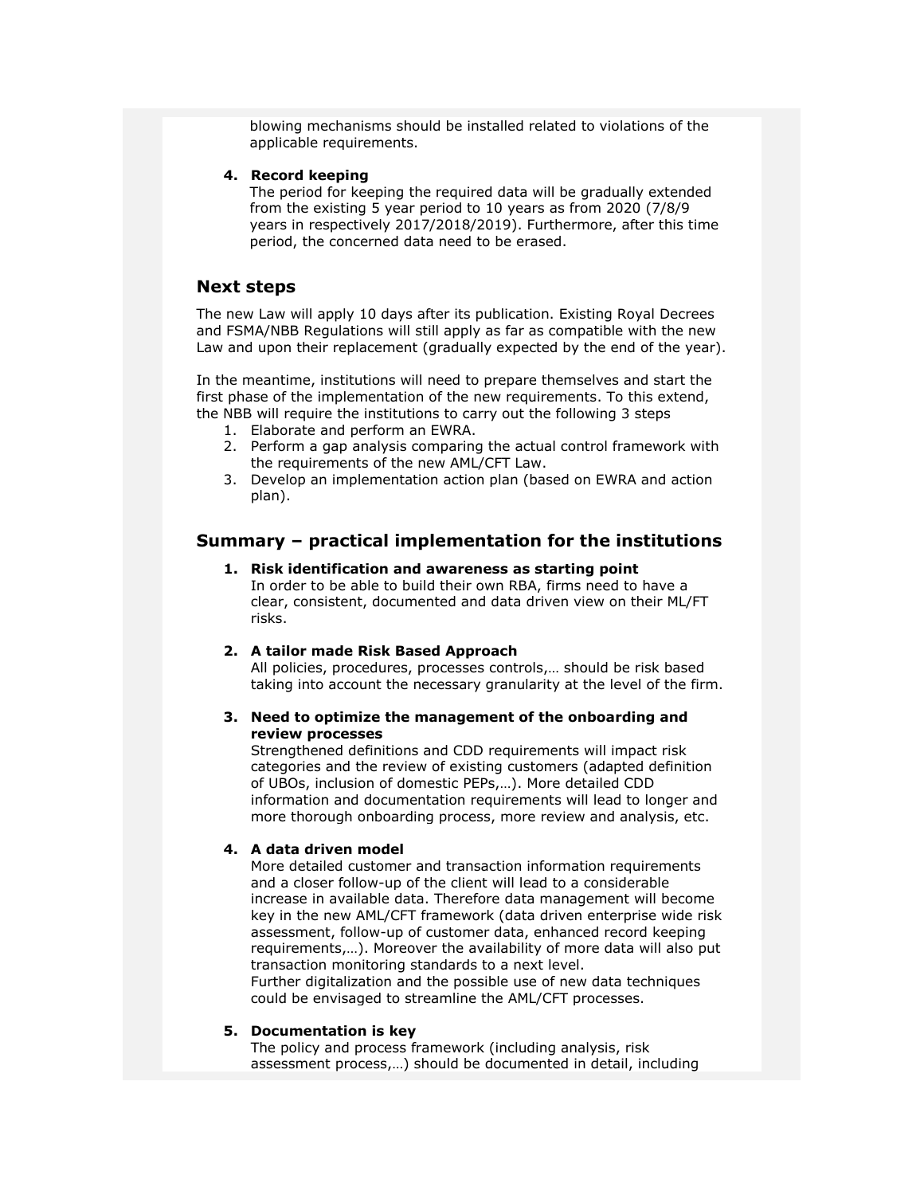blowing mechanisms should be installed related to violations of the applicable requirements.

4. **Record keeping**
   The period for keeping the required data will be gradually extended from the existing 5 year period to 10 years as from 2020 (7/8/9 years in respectively 2017/2018/2019). Furthermore, after this time period, the concerned data need to be erased.

## Next steps

The new Law will apply 10 days after its publication. Existing Royal Decrees and FSMA/NBB Regulations will still apply as far as compatible with the new Law and upon their replacement (gradually expected by the end of the year).

In the meantime, institutions will need to prepare themselves and start the first phase of the implementation of the new requirements. To this extend, the NBB will require the institutions to carry out the following 3 steps

1. Elaborate and perform an EWRA.
2. Perform a gap analysis comparing the actual control framework with the requirements of the new AML/CFT Law.
3. Develop an implementation action plan (based on EWRA and action plan).

## Summary – practical implementation for the institutions

1. **Risk identification and awareness as starting point**
   In order to be able to build their own RBA, firms need to have a clear, consistent, documented and data driven view on their ML/FT risks.

2. **A tailor made Risk Based Approach**
   All policies, procedures, processes controls,… should be risk based taking into account the necessary granularity at the level of the firm.

3. **Need to optimize the management of the onboarding and review processes**
   Strengthened definitions and CDD requirements will impact risk categories and the review of existing customers (adapted definition of UBOs, inclusion of domestic PEPs,…). More detailed CDD information and documentation requirements will lead to longer and more thorough onboarding process, more review and analysis, etc.

4. **A data driven model**
   More detailed customer and transaction information requirements and a closer follow-up of the client will lead to a considerable increase in available data. Therefore data management will become key in the new AML/CFT framework (data driven enterprise wide risk assessment, follow-up of customer data, enhanced record keeping requirements,…). Moreover the availability of more data will also put transaction monitoring standards to a next level.
   Further digitalization and the possible use of new data techniques could be envisaged to streamline the AML/CFT processes.

5. **Documentation is key**
   The policy and process framework (including analysis, risk assessment process,…) should be documented in detail, including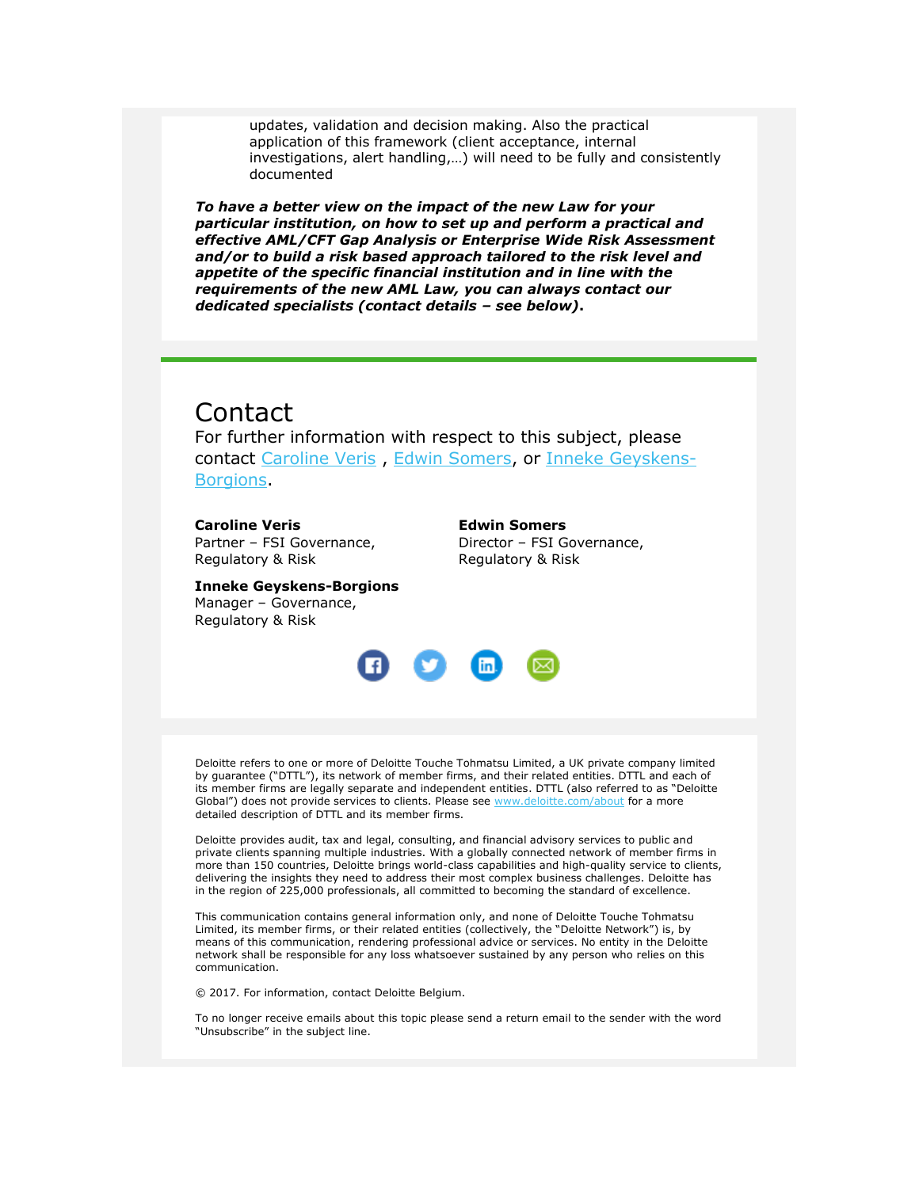updates, validation and decision making. Also the practical application of this framework (client acceptance, internal investigations, alert handling,…) will need to be fully and consistently documented

***To have a better view on the impact of the new Law for your particular institution, on how to set up and perform a practical and effective AML/CFT Gap Analysis or Enterprise Wide Risk Assessment and/or to build a risk based approach tailored to the risk level and appetite of the specific financial institution and in line with the requirements of the new AML Law, you can always contact our dedicated specialists (contact details – see below).***

# Contact

For further information with respect to this subject, please contact Caroline Veris , Edwin Somers, or Inneke Geyskens-Borgions.

**Caroline Veris**
Partner – FSI Governance, Regulatory & Risk

**Edwin Somers**
Director – FSI Governance, Regulatory & Risk

**Inneke Geyskens-Borgions**
Manager – Governance, Regulatory & Risk

Deloitte refers to one or more of Deloitte Touche Tohmatsu Limited, a UK private company limited by guarantee ("DTTL"), its network of member firms, and their related entities. DTTL and each of its member firms are legally separate and independent entities. DTTL (also referred to as "Deloitte Global") does not provide services to clients. Please see www.deloitte.com/about for a more detailed description of DTTL and its member firms.

Deloitte provides audit, tax and legal, consulting, and financial advisory services to public and private clients spanning multiple industries. With a globally connected network of member firms in more than 150 countries, Deloitte brings world-class capabilities and high-quality service to clients, delivering the insights they need to address their most complex business challenges. Deloitte has in the region of 225,000 professionals, all committed to becoming the standard of excellence.

This communication contains general information only, and none of Deloitte Touche Tohmatsu Limited, its member firms, or their related entities (collectively, the "Deloitte Network") is, by means of this communication, rendering professional advice or services. No entity in the Deloitte network shall be responsible for any loss whatsoever sustained by any person who relies on this communication.

© 2017. For information, contact Deloitte Belgium.

To no longer receive emails about this topic please send a return email to the sender with the word "Unsubscribe" in the subject line.